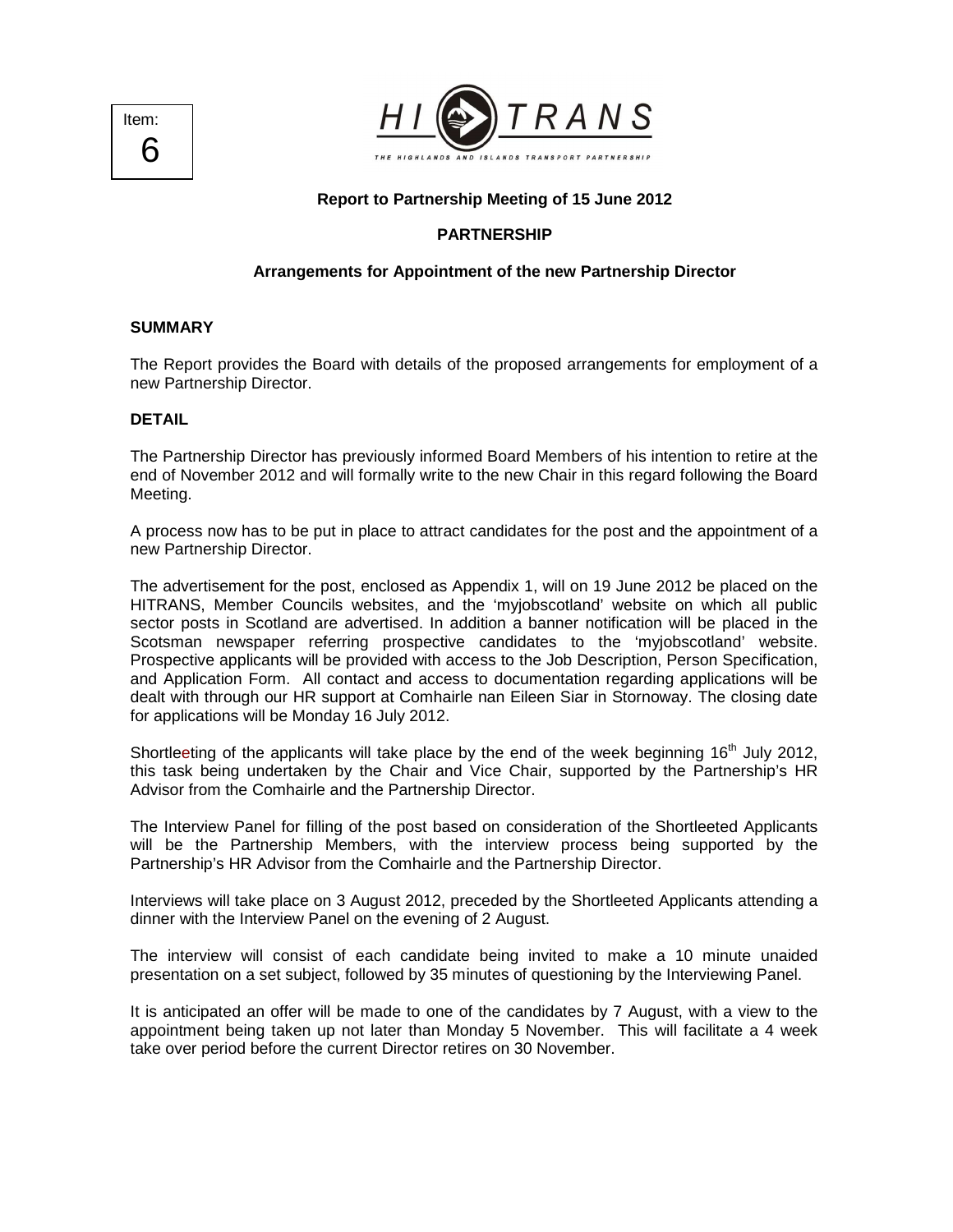Item:
6

HITRANS
THE HIGHLANDS AND ISLANDS TRANSPORT PARTNERSHIP

**Report to Partnership Meeting of 15 June 2012**

**PARTNERSHIP**

**Arrangements for Appointment of the new Partnership Director**

## SUMMARY

The Report provides the Board with details of the proposed arrangements for employment of a new Partnership Director.

## DETAIL

The Partnership Director has previously informed Board Members of his intention to retire at the end of November 2012 and will formally write to the new Chair in this regard following the Board Meeting.

A process now has to be put in place to attract candidates for the post and the appointment of a new Partnership Director.

The advertisement for the post, enclosed as Appendix 1, will on 19 June 2012 be placed on the HITRANS, Member Councils websites, and the 'myjobscotland' website on which all public sector posts in Scotland are advertised. In addition a banner notification will be placed in the Scotsman newspaper referring prospective candidates to the 'myjobscotland' website. Prospective applicants will be provided with access to the Job Description, Person Specification, and Application Form. All contact and access to documentation regarding applications will be dealt with through our HR support at Comhairle nan Eileen Siar in Stornoway. The closing date for applications will be Monday 16 July 2012.

Shortleeting of the applicants will take place by the end of the week beginning 16th July 2012, this task being undertaken by the Chair and Vice Chair, supported by the Partnership's HR Advisor from the Comhairle and the Partnership Director.

The Interview Panel for filling of the post based on consideration of the Shortleeted Applicants will be the Partnership Members, with the interview process being supported by the Partnership's HR Advisor from the Comhairle and the Partnership Director.

Interviews will take place on 3 August 2012, preceded by the Shortleeted Applicants attending a dinner with the Interview Panel on the evening of 2 August.

The interview will consist of each candidate being invited to make a 10 minute unaided presentation on a set subject, followed by 35 minutes of questioning by the Interviewing Panel.

It is anticipated an offer will be made to one of the candidates by 7 August, with a view to the appointment being taken up not later than Monday 5 November. This will facilitate a 4 week take over period before the current Director retires on 30 November.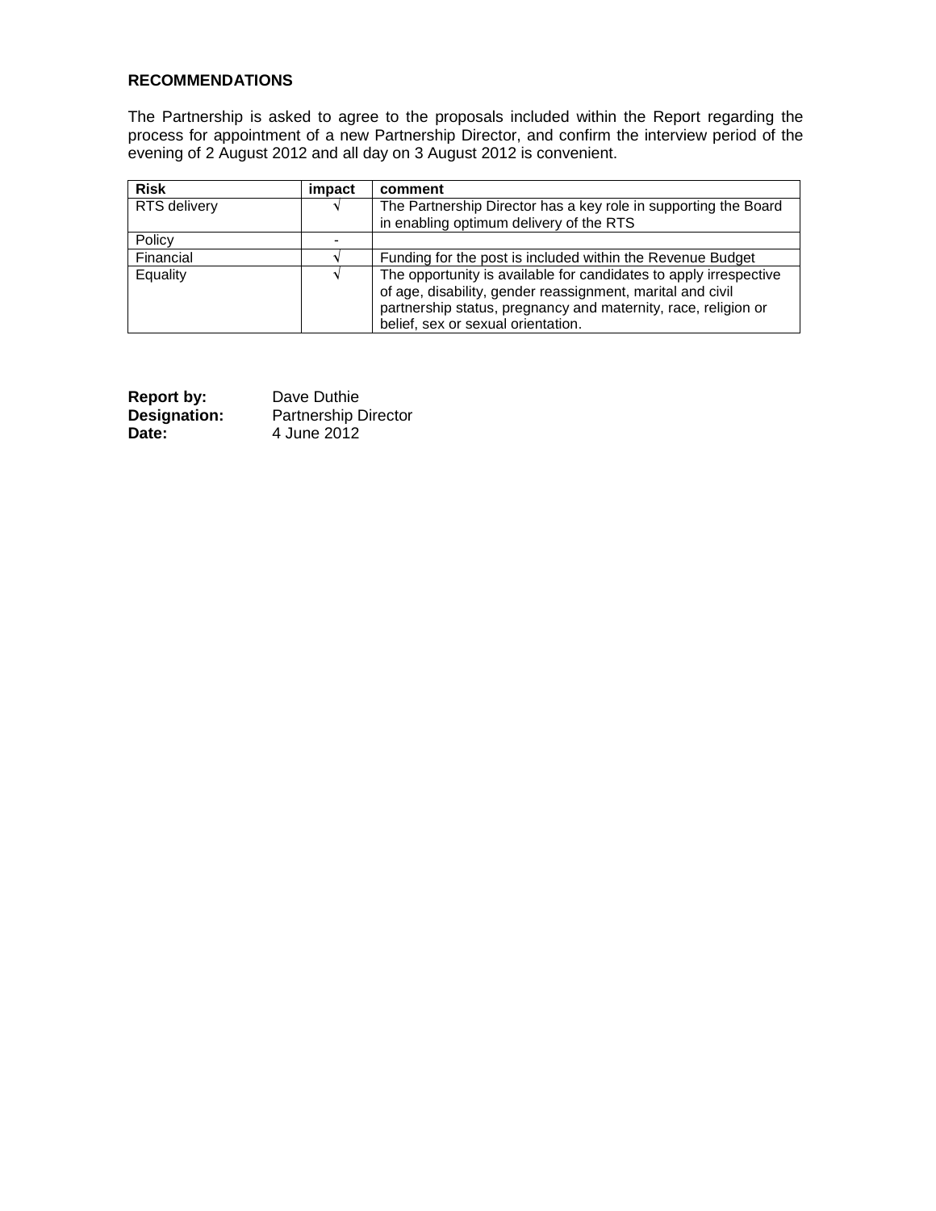**RECOMMENDATIONS**

The Partnership is asked to agree to the proposals included within the Report regarding the process for appointment of a new Partnership Director, and confirm the interview period of the evening of 2 August 2012 and all day on 3 August 2012 is convenient.

| Risk | impact | comment |
|---|---|---|
| RTS delivery | √ | The Partnership Director has a key role in supporting the Board in enabling optimum delivery of the RTS |
| Policy | - | |
| Financial | √ | Funding for the post is included within the Revenue Budget |
| Equality | √ | The opportunity is available for candidates to apply irrespective of age, disability, gender reassignment, marital and civil partnership status, pregnancy and maternity, race, religion or belief, sex or sexual orientation. |

**Report by:** Dave Duthie
**Designation:** Partnership Director
**Date:** 4 June 2012